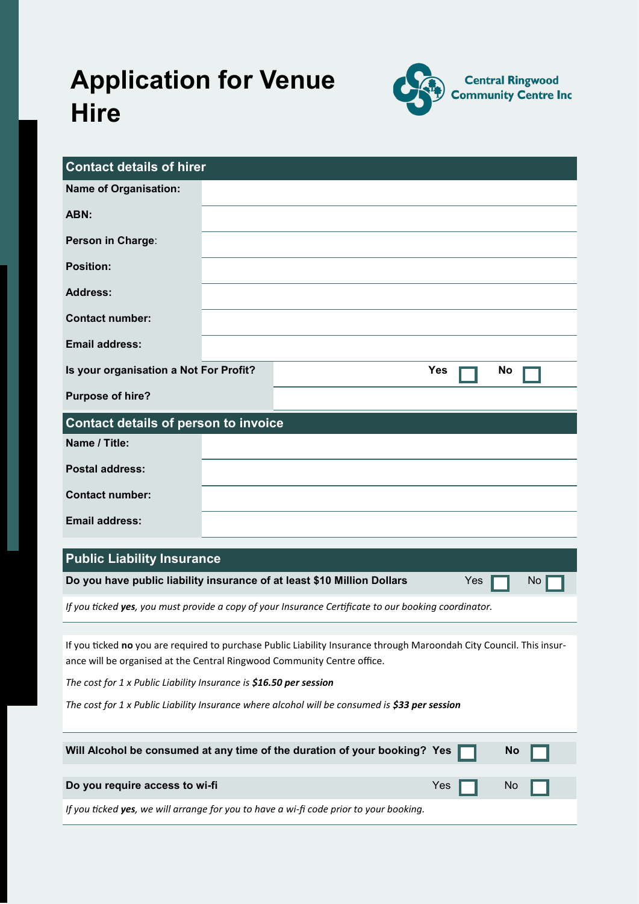# Application for Venue Hire

**Central Ringwood Community Centre Inc**

## Contact details of hirer

| | |
|---|---|
| **Name of Organisation:** | |
| **ABN:** | |
| **Person in Charge**: | |
| **Position:** | |
| **Address:** | |
| **Contact number:** | |
| **Email address:** | |
| **Is your organisation a Not For Profit?** | **Yes** ☐ **No** ☐ |
| **Purpose of hire?** | |

## Contact details of person to invoice

| | |
|---|---|
| **Name / Title:** | |
| **Postal address:** | |
| **Contact number:** | |
| **Email address:** | |

## Public Liability Insurance

**Do you have public liability insurance of at least $10 Million Dollars** Yes ☐ No ☐

*If you ticked **yes**, you must provide a copy of your Insurance Certificate to our booking coordinator.*

If you ticked **no** you are required to purchase Public Liability Insurance through Maroondah City Council. This insurance will be organised at the Central Ringwood Community Centre office.

*The cost for 1 x Public Liability Insurance is **$16.50 per session***

*The cost for 1 x Public Liability Insurance where alcohol will be consumed is **$33 per session***

**Will Alcohol be consumed at any time of the duration of your booking? Yes** ☐ **No** ☐

**Do you require access to wi-fi** Yes ☐ No ☐

*If you ticked **yes**, we will arrange for you to have a wi-fi code prior to your booking.*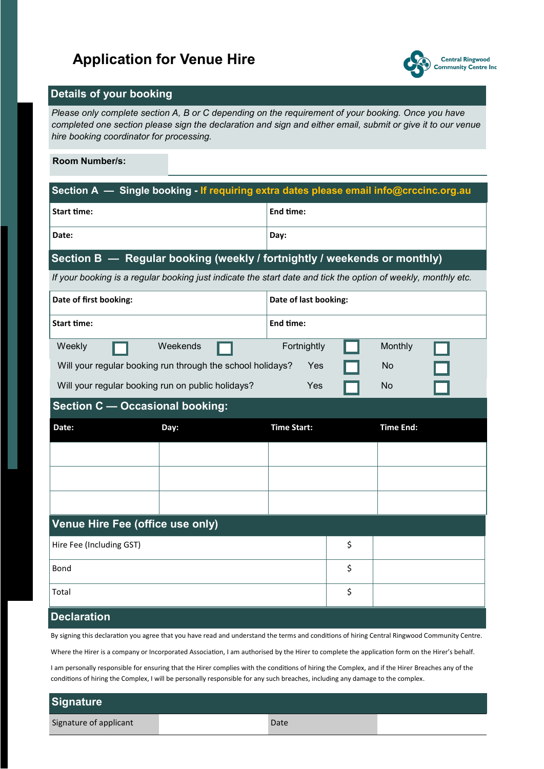# Application for Venue Hire

Central Ringwood Community Centre Inc

## Details of your booking

*Please only complete section A, B or C depending on the requirement of your booking. Once you have completed one section please sign the declaration and sign and either email, submit or give it to our venue hire booking coordinator for processing.*

**Room Number/s:**

## Section A — Single booking - If requiring extra dates please email info@crccinc.org.au

| **Start time:** | **End time:** |
|---|---|
| **Date:** | **Day:** |

## Section B — Regular booking (weekly / fortnightly / weekends or monthly)

*If your booking is a regular booking just indicate the start date and tick the option of weekly, monthly etc.*

| **Date of first booking:** | **Date of last booking:** |
|---|---|
| **Start time:** | **End time:** |

Weekly ☐ Weekends ☐ Fortnightly ☐ Monthly ☐

Will your regular booking run through the school holidays? Yes ☐ No ☐

Will your regular booking run on public holidays? Yes ☐ No ☐

## Section C — Occasional booking:

| Date: | Day: | Time Start: | Time End: |
|---|---|---|---|
| | | | |
| | | | |
| | | | |

## Venue Hire Fee (office use only)

| | | |
|---|---|---|
| Hire Fee (Including GST) | $ | |
| Bond | $ | |
| Total | $ | |

## Declaration

By signing this declaration you agree that you have read and understand the terms and conditions of hiring Central Ringwood Community Centre.

Where the Hirer is a company or Incorporated Association, I am authorised by the Hirer to complete the application form on the Hirer's behalf.

I am personally responsible for ensuring that the Hirer complies with the conditions of hiring the Complex, and if the Hirer Breaches any of the conditions of hiring the Complex, I will be personally responsible for any such breaches, including any damage to the complex.

## Signature

| Signature of applicant | | Date | |
|---|---|---|---|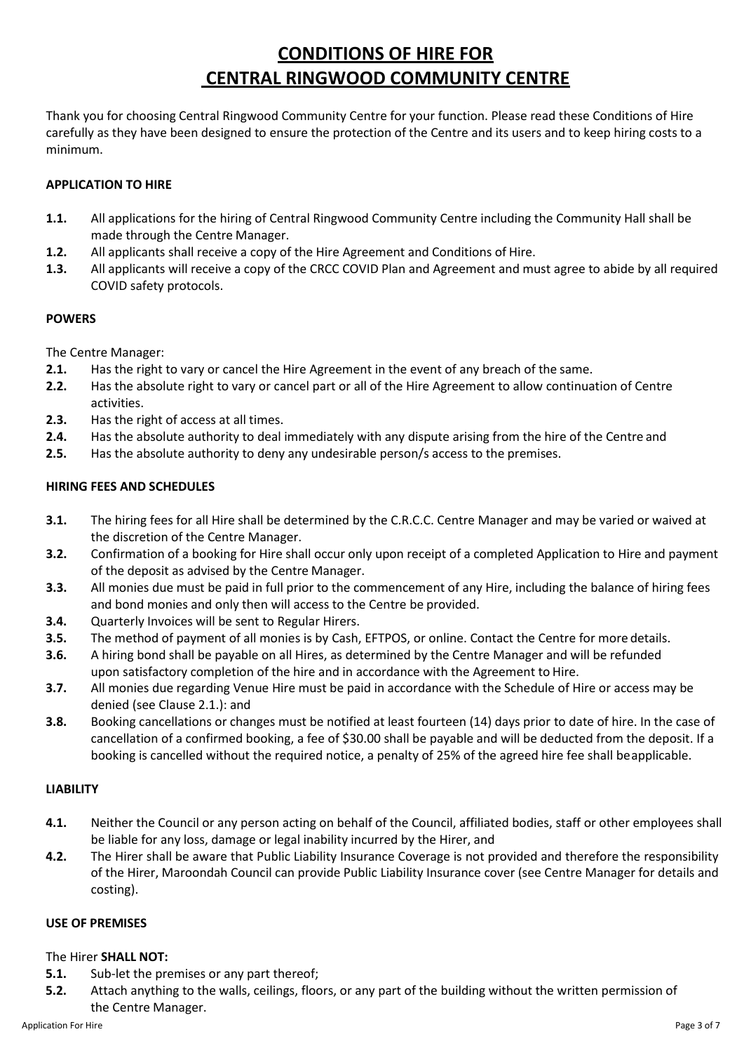# CONDITIONS OF HIRE FOR CENTRAL RINGWOOD COMMUNITY CENTRE

Thank you for choosing Central Ringwood Community Centre for your function. Please read these Conditions of Hire carefully as they have been designed to ensure the protection of the Centre and its users and to keep hiring costs to a minimum.

## APPLICATION TO HIRE

**1.1.** All applications for the hiring of Central Ringwood Community Centre including the Community Hall shall be made through the Centre Manager.

**1.2.** All applicants shall receive a copy of the Hire Agreement and Conditions of Hire.

**1.3.** All applicants will receive a copy of the CRCC COVID Plan and Agreement and must agree to abide by all required COVID safety protocols.

## POWERS

The Centre Manager:

**2.1.** Has the right to vary or cancel the Hire Agreement in the event of any breach of the same.

**2.2.** Has the absolute right to vary or cancel part or all of the Hire Agreement to allow continuation of Centre activities.

**2.3.** Has the right of access at all times.

**2.4.** Has the absolute authority to deal immediately with any dispute arising from the hire of the Centre and

**2.5.** Has the absolute authority to deny any undesirable person/s access to the premises.

## HIRING FEES AND SCHEDULES

**3.1.** The hiring fees for all Hire shall be determined by the C.R.C.C. Centre Manager and may be varied or waived at the discretion of the Centre Manager.

**3.2.** Confirmation of a booking for Hire shall occur only upon receipt of a completed Application to Hire and payment of the deposit as advised by the Centre Manager.

**3.3.** All monies due must be paid in full prior to the commencement of any Hire, including the balance of hiring fees and bond monies and only then will access to the Centre be provided.

**3.4.** Quarterly Invoices will be sent to Regular Hirers.

**3.5.** The method of payment of all monies is by Cash, EFTPOS, or online. Contact the Centre for more details.

**3.6.** A hiring bond shall be payable on all Hires, as determined by the Centre Manager and will be refunded upon satisfactory completion of the hire and in accordance with the Agreement to Hire.

**3.7.** All monies due regarding Venue Hire must be paid in accordance with the Schedule of Hire or access may be denied (see Clause 2.1.): and

**3.8.** Booking cancellations or changes must be notified at least fourteen (14) days prior to date of hire. In the case of cancellation of a confirmed booking, a fee of $30.00 shall be payable and will be deducted from the deposit. If a booking is cancelled without the required notice, a penalty of 25% of the agreed hire fee shall be applicable.

## LIABILITY

**4.1.** Neither the Council or any person acting on behalf of the Council, affiliated bodies, staff or other employees shall be liable for any loss, damage or legal inability incurred by the Hirer, and

**4.2.** The Hirer shall be aware that Public Liability Insurance Coverage is not provided and therefore the responsibility of the Hirer, Maroondah Council can provide Public Liability Insurance cover (see Centre Manager for details and costing).

## USE OF PREMISES

The Hirer **SHALL NOT:**

**5.1.** Sub-let the premises or any part thereof;

**5.2.** Attach anything to the walls, ceilings, floors, or any part of the building without the written permission of the Centre Manager.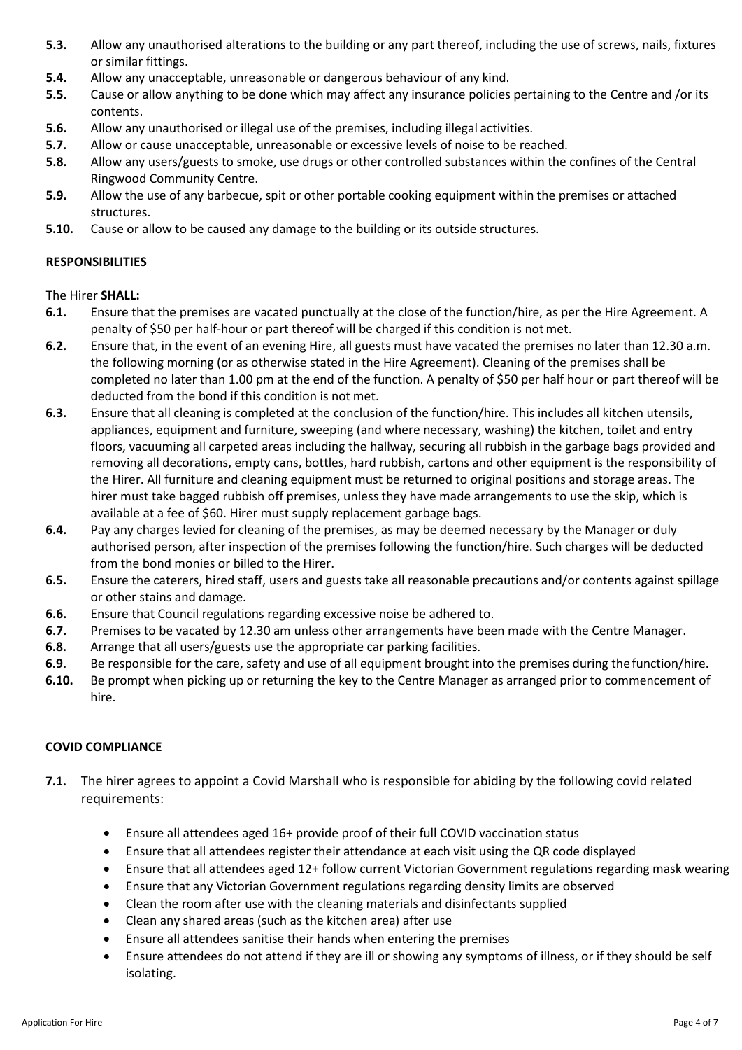**5.3.** Allow any unauthorised alterations to the building or any part thereof, including the use of screws, nails, fixtures or similar fittings.

**5.4.** Allow any unacceptable, unreasonable or dangerous behaviour of any kind.

**5.5.** Cause or allow anything to be done which may affect any insurance policies pertaining to the Centre and /or its contents.

**5.6.** Allow any unauthorised or illegal use of the premises, including illegal activities.

**5.7.** Allow or cause unacceptable, unreasonable or excessive levels of noise to be reached.

**5.8.** Allow any users/guests to smoke, use drugs or other controlled substances within the confines of the Central Ringwood Community Centre.

**5.9.** Allow the use of any barbecue, spit or other portable cooking equipment within the premises or attached structures.

**5.10.** Cause or allow to be caused any damage to the building or its outside structures.

**RESPONSIBILITIES**

The Hirer **SHALL:**

**6.1.** Ensure that the premises are vacated punctually at the close of the function/hire, as per the Hire Agreement. A penalty of $50 per half-hour or part thereof will be charged if this condition is not met.

**6.2.** Ensure that, in the event of an evening Hire, all guests must have vacated the premises no later than 12.30 a.m. the following morning (or as otherwise stated in the Hire Agreement). Cleaning of the premises shall be completed no later than 1.00 pm at the end of the function. A penalty of $50 per half hour or part thereof will be deducted from the bond if this condition is not met.

**6.3.** Ensure that all cleaning is completed at the conclusion of the function/hire. This includes all kitchen utensils, appliances, equipment and furniture, sweeping (and where necessary, washing) the kitchen, toilet and entry floors, vacuuming all carpeted areas including the hallway, securing all rubbish in the garbage bags provided and removing all decorations, empty cans, bottles, hard rubbish, cartons and other equipment is the responsibility of the Hirer. All furniture and cleaning equipment must be returned to original positions and storage areas. The hirer must take bagged rubbish off premises, unless they have made arrangements to use the skip, which is available at a fee of $60. Hirer must supply replacement garbage bags.

**6.4.** Pay any charges levied for cleaning of the premises, as may be deemed necessary by the Manager or duly authorised person, after inspection of the premises following the function/hire. Such charges will be deducted from the bond monies or billed to the Hirer.

**6.5.** Ensure the caterers, hired staff, users and guests take all reasonable precautions and/or contents against spillage or other stains and damage.

**6.6.** Ensure that Council regulations regarding excessive noise be adhered to.

**6.7.** Premises to be vacated by 12.30 am unless other arrangements have been made with the Centre Manager.

**6.8.** Arrange that all users/guests use the appropriate car parking facilities.

**6.9.** Be responsible for the care, safety and use of all equipment brought into the premises during the function/hire.

**6.10.** Be prompt when picking up or returning the key to the Centre Manager as arranged prior to commencement of hire.

**COVID COMPLIANCE**

**7.1.** The hirer agrees to appoint a Covid Marshall who is responsible for abiding by the following covid related requirements:

- Ensure all attendees aged 16+ provide proof of their full COVID vaccination status
- Ensure that all attendees register their attendance at each visit using the QR code displayed
- Ensure that all attendees aged 12+ follow current Victorian Government regulations regarding mask wearing
- Ensure that any Victorian Government regulations regarding density limits are observed
- Clean the room after use with the cleaning materials and disinfectants supplied
- Clean any shared areas (such as the kitchen area) after use
- Ensure all attendees sanitise their hands when entering the premises
- Ensure attendees do not attend if they are ill or showing any symptoms of illness, or if they should be self isolating.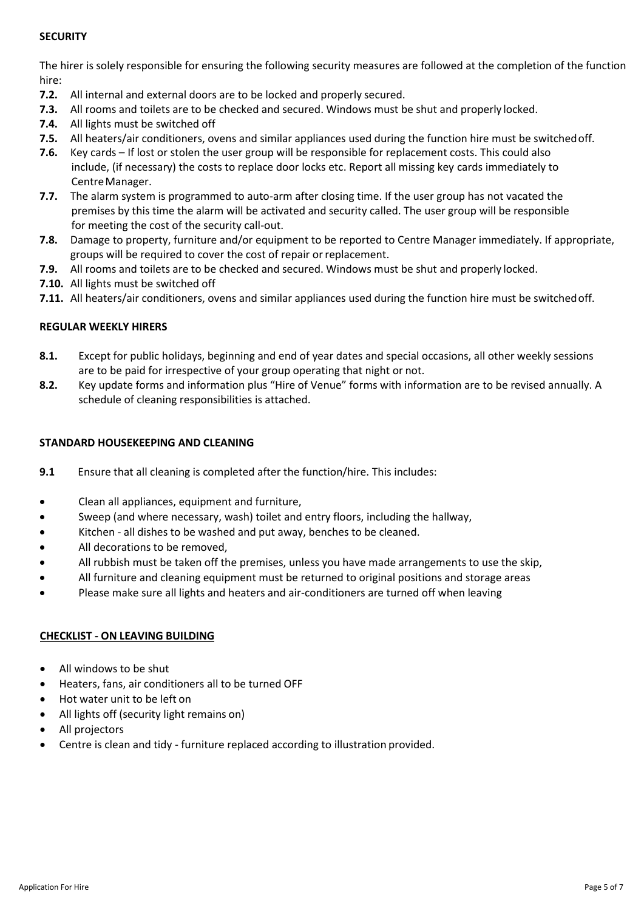**SECURITY**

The hirer is solely responsible for ensuring the following security measures are followed at the completion of the function hire:

**7.2.** All internal and external doors are to be locked and properly secured.

**7.3.** All rooms and toilets are to be checked and secured. Windows must be shut and properly locked.

**7.4.** All lights must be switched off

**7.5.** All heaters/air conditioners, ovens and similar appliances used during the function hire must be switched off.

**7.6.** Key cards – If lost or stolen the user group will be responsible for replacement costs. This could also include, (if necessary) the costs to replace door locks etc. Report all missing key cards immediately to Centre Manager.

**7.7.** The alarm system is programmed to auto-arm after closing time. If the user group has not vacated the premises by this time the alarm will be activated and security called. The user group will be responsible for meeting the cost of the security call-out.

**7.8.** Damage to property, furniture and/or equipment to be reported to Centre Manager immediately. If appropriate, groups will be required to cover the cost of repair or replacement.

**7.9.** All rooms and toilets are to be checked and secured. Windows must be shut and properly locked.

**7.10.** All lights must be switched off

**7.11.** All heaters/air conditioners, ovens and similar appliances used during the function hire must be switched off.

**REGULAR WEEKLY HIRERS**

**8.1.** Except for public holidays, beginning and end of year dates and special occasions, all other weekly sessions are to be paid for irrespective of your group operating that night or not.

**8.2.** Key update forms and information plus "Hire of Venue" forms with information are to be revised annually. A schedule of cleaning responsibilities is attached.

**STANDARD HOUSEKEEPING AND CLEANING**

**9.1** Ensure that all cleaning is completed after the function/hire. This includes:

- Clean all appliances, equipment and furniture,
- Sweep (and where necessary, wash) toilet and entry floors, including the hallway,
- Kitchen - all dishes to be washed and put away, benches to be cleaned.
- All decorations to be removed,
- All rubbish must be taken off the premises, unless you have made arrangements to use the skip,
- All furniture and cleaning equipment must be returned to original positions and storage areas
- Please make sure all lights and heaters and air-conditioners are turned off when leaving

**CHECKLIST - ON LEAVING BUILDING**

- All windows to be shut
- Heaters, fans, air conditioners all to be turned OFF
- Hot water unit to be left on
- All lights off (security light remains on)
- All projectors
- Centre is clean and tidy - furniture replaced according to illustration provided.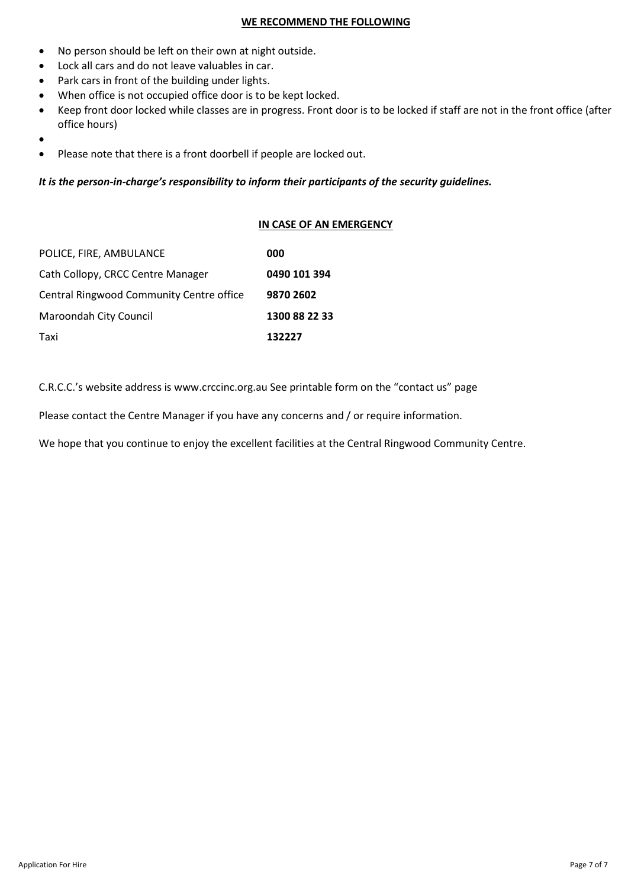## WE RECOMMEND THE FOLLOWING

- No person should be left on their own at night outside.
- Lock all cars and do not leave valuables in car.
- Park cars in front of the building under lights.
- When office is not occupied office door is to be kept locked.
- Keep front door locked while classes are in progress. Front door is to be locked if staff are not in the front office (after office hours)
- 
- Please note that there is a front doorbell if people are locked out.

***It is the person-in-charge's responsibility to inform their participants of the security guidelines.***

## IN CASE OF AN EMERGENCY

| | |
|---|---|
| POLICE, FIRE, AMBULANCE | **000** |
| Cath Collopy, CRCC Centre Manager | **0490 101 394** |
| Central Ringwood Community Centre office | **9870 2602** |
| Maroondah City Council | **1300 88 22 33** |
| Taxi | **132227** |

C.R.C.C.'s website address is www.crccinc.org.au See printable form on the "contact us" page

Please contact the Centre Manager if you have any concerns and / or require information.

We hope that you continue to enjoy the excellent facilities at the Central Ringwood Community Centre.